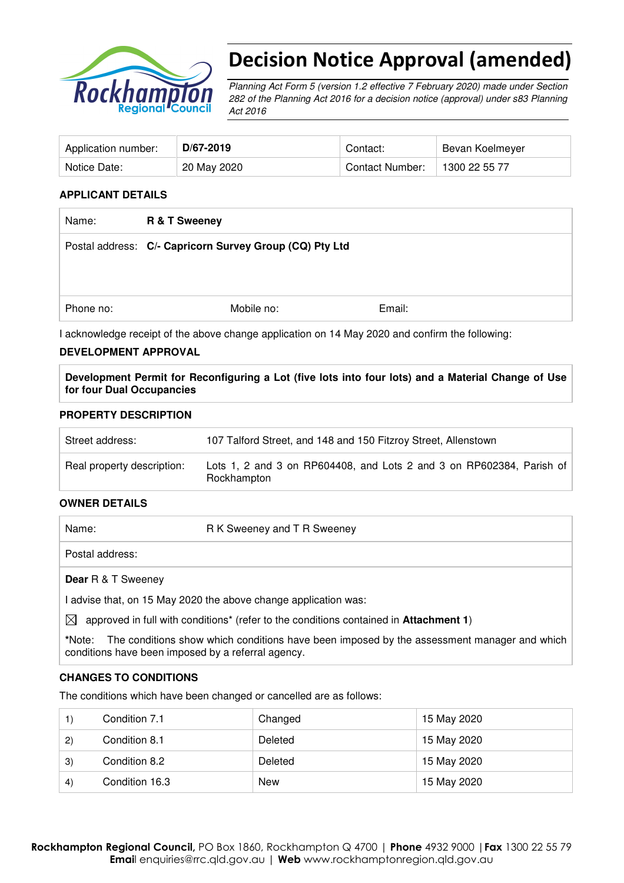# Decision Notice Approval (amended)

*Planning Act Form 5 (version 1.2 effective 7 February 2020) made under Section 282 of the Planning Act 2016 for a decision notice (approval) under s83 Planning Act 2016*

| Application number: | **D/67-2019** | Contact: | Bevan Koelmeyer |
|---|---|---|---|
| Notice Date: | 20 May 2020 | Contact Number: | 1300 22 55 77 |

### APPLICANT DETAILS

| Name: | **R & T Sweeney** | |
|---|---|---|
| Postal address: | **C/- Capricorn Survey Group (CQ) Pty Ltd** | |
| Phone no: | Mobile no: | Email: |

I acknowledge receipt of the above change application on 14 May 2020 and confirm the following:

### DEVELOPMENT APPROVAL

**Development Permit for Reconfiguring a Lot (five lots into four lots) and a Material Change of Use for four Dual Occupancies**

### PROPERTY DESCRIPTION

| Street address: | 107 Talford Street, and 148 and 150 Fitzroy Street, Allenstown |
|---|---|
| Real property description: | Lots 1, 2 and 3 on RP604408, and Lots 2 and 3 on RP602384, Parish of Rockhampton |

### OWNER DETAILS

| Name: | R K Sweeney and T R Sweeney |
|---|---|
| Postal address: | |

**Dear** R & T Sweeney

I advise that, on 15 May 2020 the above change application was:

☒ approved in full with conditions* (refer to the conditions contained in **Attachment 1**)

*Note: The conditions show which conditions have been imposed by the assessment manager and which conditions have been imposed by a referral agency.

### CHANGES TO CONDITIONS

The conditions which have been changed or cancelled are as follows:

| | | | |
|---|---|---|---|
| 1) | Condition 7.1 | Changed | 15 May 2020 |
| 2) | Condition 8.1 | Deleted | 15 May 2020 |
| 3) | Condition 8.2 | Deleted | 15 May 2020 |
| 4) | Condition 16.3 | New | 15 May 2020 |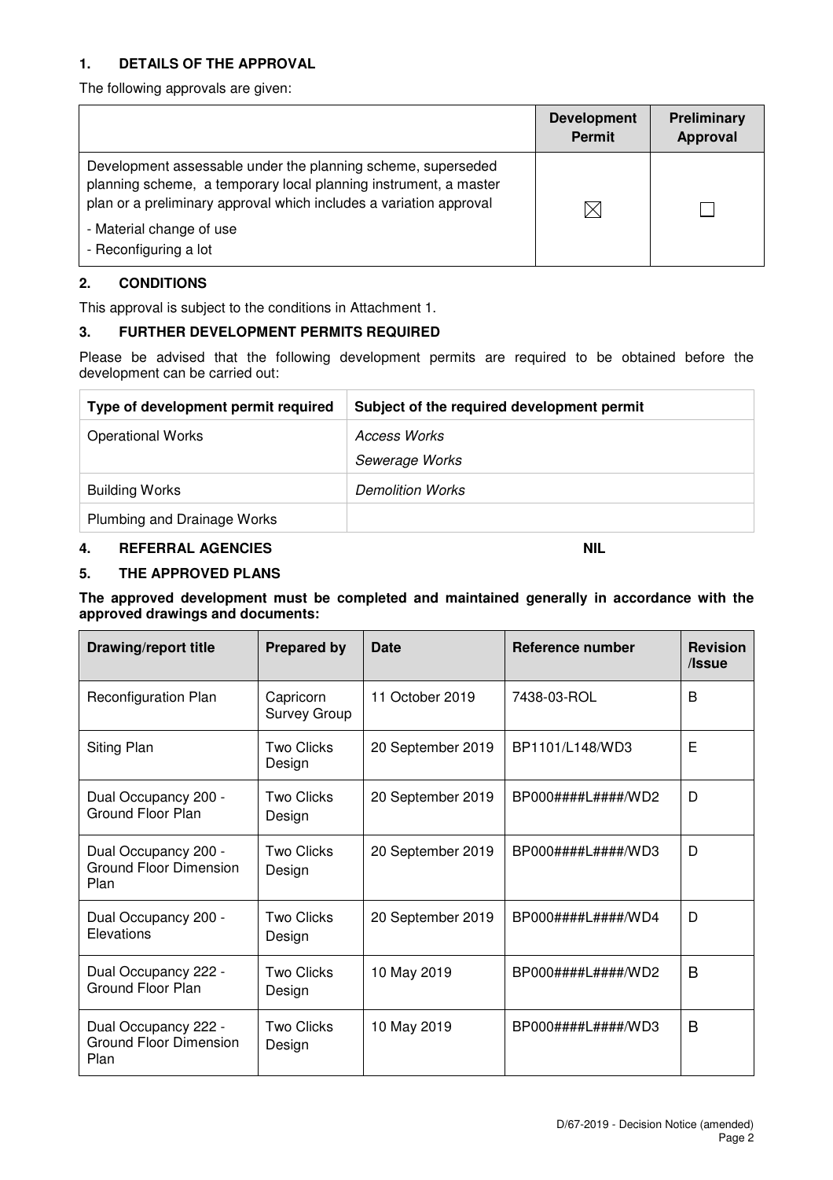## 1. DETAILS OF THE APPROVAL

The following approvals are given:

| | Development Permit | Preliminary Approval |
|---|---|---|
| Development assessable under the planning scheme, superseded planning scheme, a temporary local planning instrument, a master plan or a preliminary approval which includes a variation approval<br><br>- Material change of use<br>- Reconfiguring a lot | ☒ | ☐ |

## 2. CONDITIONS

This approval is subject to the conditions in Attachment 1.

## 3. FURTHER DEVELOPMENT PERMITS REQUIRED

Please be advised that the following development permits are required to be obtained before the development can be carried out:

| Type of development permit required | Subject of the required development permit |
|---|---|
| Operational Works | *Access Works*<br>*Sewerage Works* |
| Building Works | *Demolition Works* |
| Plumbing and Drainage Works | |

## 4. REFERRAL AGENCIES NIL

## 5. THE APPROVED PLANS

**The approved development must be completed and maintained generally in accordance with the approved drawings and documents:**

| Drawing/report title | Prepared by | Date | Reference number | Revision /Issue |
|---|---|---|---|---|
| Reconfiguration Plan | Capricorn Survey Group | 11 October 2019 | 7438-03-ROL | B |
| Siting Plan | Two Clicks Design | 20 September 2019 | BP1101/L148/WD3 | E |
| Dual Occupancy 200 - Ground Floor Plan | Two Clicks Design | 20 September 2019 | BP000####L####/WD2 | D |
| Dual Occupancy 200 - Ground Floor Dimension Plan | Two Clicks Design | 20 September 2019 | BP000####L####/WD3 | D |
| Dual Occupancy 200 - Elevations | Two Clicks Design | 20 September 2019 | BP000####L####/WD4 | D |
| Dual Occupancy 222 - Ground Floor Plan | Two Clicks Design | 10 May 2019 | BP000####L####/WD2 | B |
| Dual Occupancy 222 - Ground Floor Dimension Plan | Two Clicks Design | 10 May 2019 | BP000####L####/WD3 | B |

D/67-2019 - Decision Notice (amended)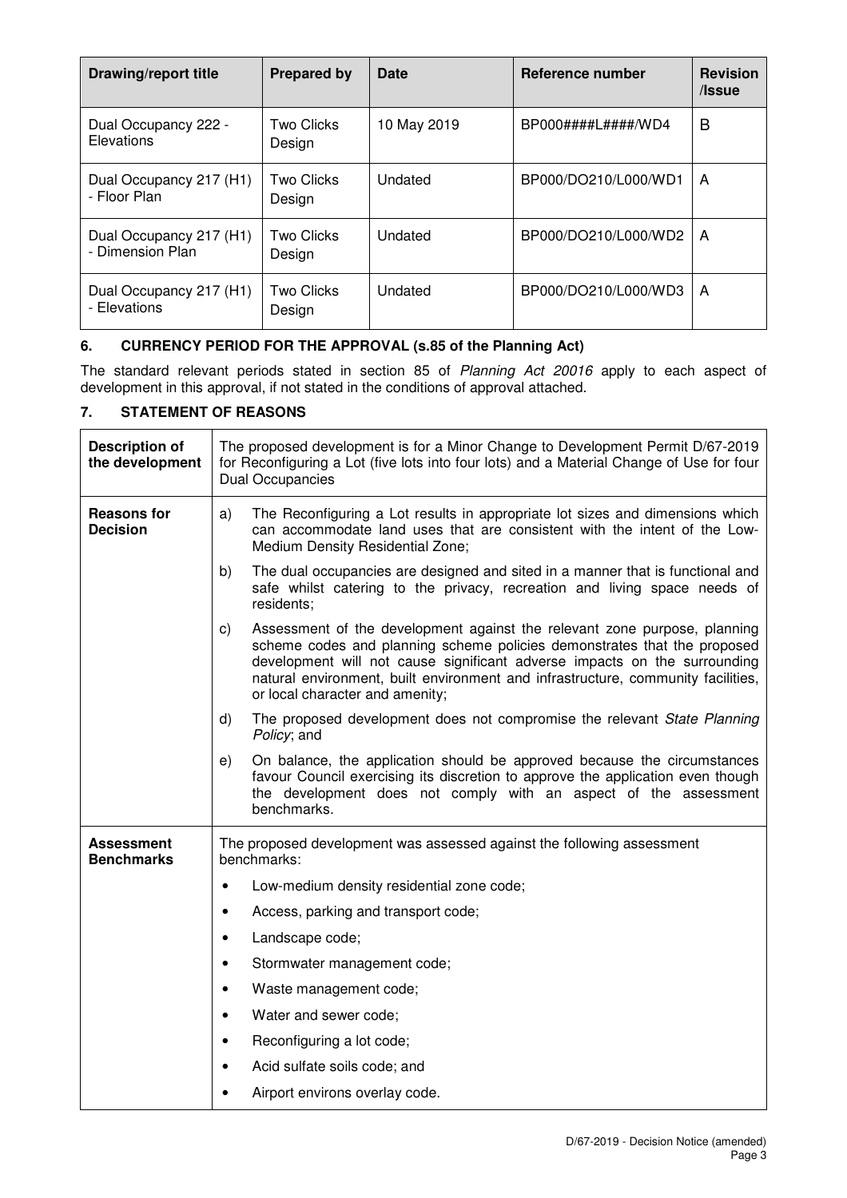| Drawing/report title | Prepared by | Date | Reference number | Revision /Issue |
|---|---|---|---|---|
| Dual Occupancy 222 - Elevations | Two Clicks Design | 10 May 2019 | BP000####L####/WD4 | B |
| Dual Occupancy 217 (H1) - Floor Plan | Two Clicks Design | Undated | BP000/DO210/L000/WD1 | A |
| Dual Occupancy 217 (H1) - Dimension Plan | Two Clicks Design | Undated | BP000/DO210/L000/WD2 | A |
| Dual Occupancy 217 (H1) - Elevations | Two Clicks Design | Undated | BP000/DO210/L000/WD3 | A |

## 6. CURRENCY PERIOD FOR THE APPROVAL (s.85 of the Planning Act)

The standard relevant periods stated in section 85 of *Planning Act 20016* apply to each aspect of development in this approval, if not stated in the conditions of approval attached.

## 7. STATEMENT OF REASONS

| | |
|---|---|
| **Description of the development** | The proposed development is for a Minor Change to Development Permit D/67-2019 for Reconfiguring a Lot (five lots into four lots) and a Material Change of Use for four Dual Occupancies |
| **Reasons for Decision** | a) The Reconfiguring a Lot results in appropriate lot sizes and dimensions which can accommodate land uses that are consistent with the intent of the Low-Medium Density Residential Zone;<br>b) The dual occupancies are designed and sited in a manner that is functional and safe whilst catering to the privacy, recreation and living space needs of residents;<br>c) Assessment of the development against the relevant zone purpose, planning scheme codes and planning scheme policies demonstrates that the proposed development will not cause significant adverse impacts on the surrounding natural environment, built environment and infrastructure, community facilities, or local character and amenity;<br>d) The proposed development does not compromise the relevant *State Planning Policy*; and<br>e) On balance, the application should be approved because the circumstances favour Council exercising its discretion to approve the application even though the development does not comply with an aspect of the assessment benchmarks. |
| **Assessment Benchmarks** | The proposed development was assessed against the following assessment benchmarks:<br>• Low-medium density residential zone code;<br>• Access, parking and transport code;<br>• Landscape code;<br>• Stormwater management code;<br>• Waste management code;<br>• Water and sewer code;<br>• Reconfiguring a lot code;<br>• Acid sulfate soils code; and<br>• Airport environs overlay code. |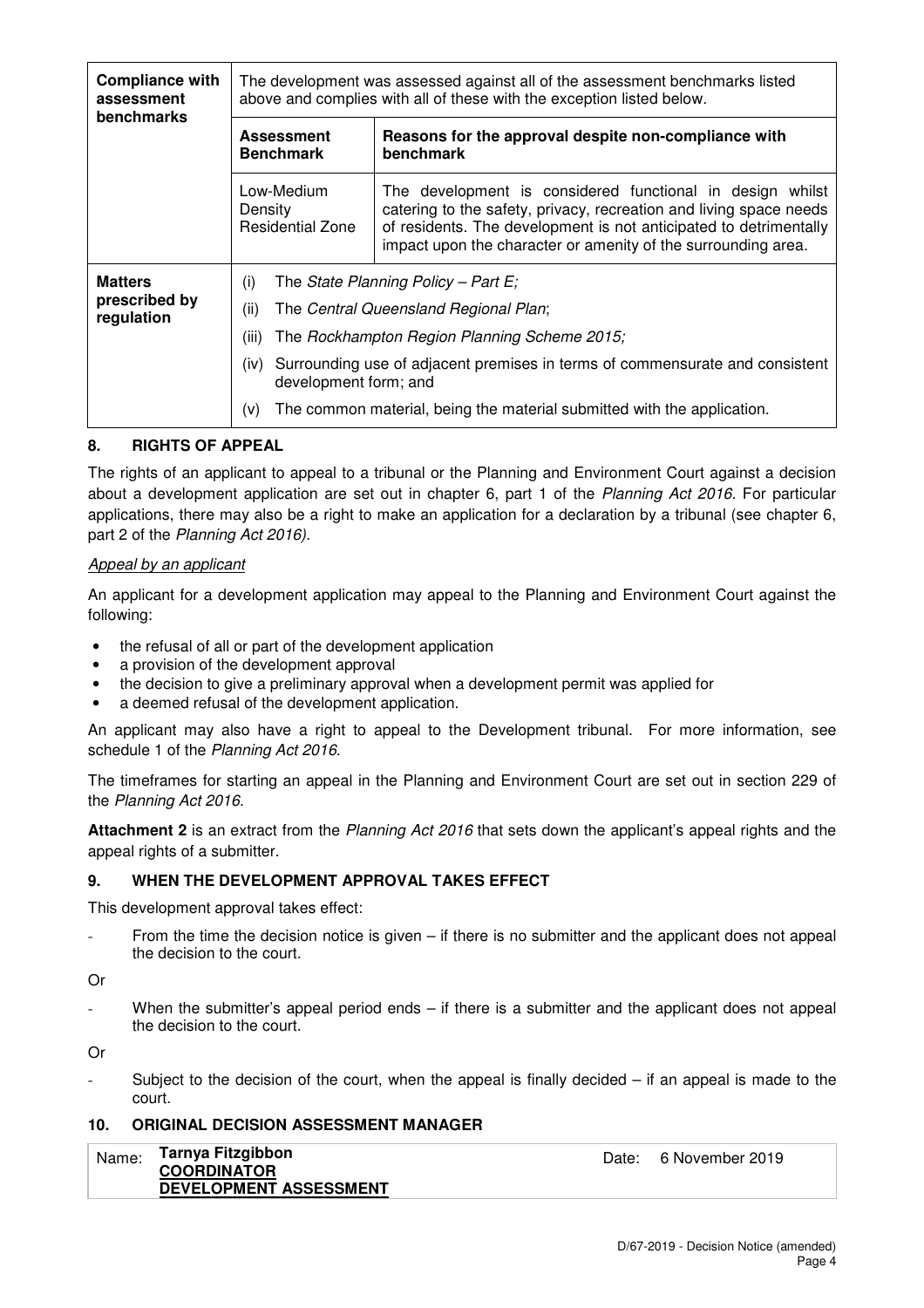| **Compliance with assessment benchmarks** | The development was assessed against all of the assessment benchmarks listed above and complies with all of these with the exception listed below. | |
|---|---|---|
| | **Assessment Benchmark** | **Reasons for the approval despite non-compliance with benchmark** |
| | Low-Medium Density Residential Zone | The development is considered functional in design whilst catering to the safety, privacy, recreation and living space needs of residents. The development is not anticipated to detrimentally impact upon the character or amenity of the surrounding area. |
| **Matters prescribed by regulation** | (i) The *State Planning Policy – Part E;*<br>(ii) The *Central Queensland Regional Plan*;<br>(iii) The *Rockhampton Region Planning Scheme 2015;*<br>(iv) Surrounding use of adjacent premises in terms of commensurate and consistent development form; and<br>(v) The common material, being the material submitted with the application. | |

## 8. RIGHTS OF APPEAL

The rights of an applicant to appeal to a tribunal or the Planning and Environment Court against a decision about a development application are set out in chapter 6, part 1 of the *Planning Act 2016*. For particular applications, there may also be a right to make an application for a declaration by a tribunal (see chapter 6, part 2 of the *Planning Act 2016).*

*Appeal by an applicant*

An applicant for a development application may appeal to the Planning and Environment Court against the following:

- the refusal of all or part of the development application
- a provision of the development approval
- the decision to give a preliminary approval when a development permit was applied for
- a deemed refusal of the development application.

An applicant may also have a right to appeal to the Development tribunal. For more information, see schedule 1 of the *Planning Act 2016*.

The timeframes for starting an appeal in the Planning and Environment Court are set out in section 229 of the *Planning Act 2016*.

**Attachment 2** is an extract from the *Planning Act 2016* that sets down the applicant's appeal rights and the appeal rights of a submitter.

## 9. WHEN THE DEVELOPMENT APPROVAL TAKES EFFECT

This development approval takes effect:

- From the time the decision notice is given – if there is no submitter and the applicant does not appeal the decision to the court.

Or

- When the submitter's appeal period ends – if there is a submitter and the applicant does not appeal the decision to the court.

Or

- Subject to the decision of the court, when the appeal is finally decided – if an appeal is made to the court.

## 10. ORIGINAL DECISION ASSESSMENT MANAGER

| Name: | **Tarnya Fitzgibbon**<br>**COORDINATOR**<br>**DEVELOPMENT ASSESSMENT** | Date: | 6 November 2019 |
|---|---|---|---|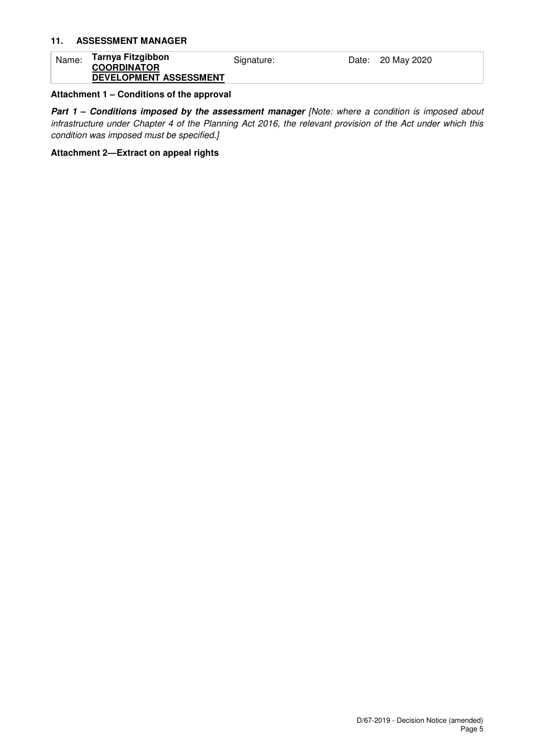### 11. ASSESSMENT MANAGER

| Name: **Tarnya Fitzgibbon** **COORDINATOR** **DEVELOPMENT ASSESSMENT** | Signature: | Date: 20 May 2020 |
| --- | --- | --- |

**Attachment 1 – Conditions of the approval**

***Part 1 – Conditions imposed by the assessment manager*** *[Note: where a condition is imposed about infrastructure under Chapter 4 of the Planning Act 2016, the relevant provision of the Act under which this condition was imposed must be specified.]*

**Attachment 2—Extract on appeal rights**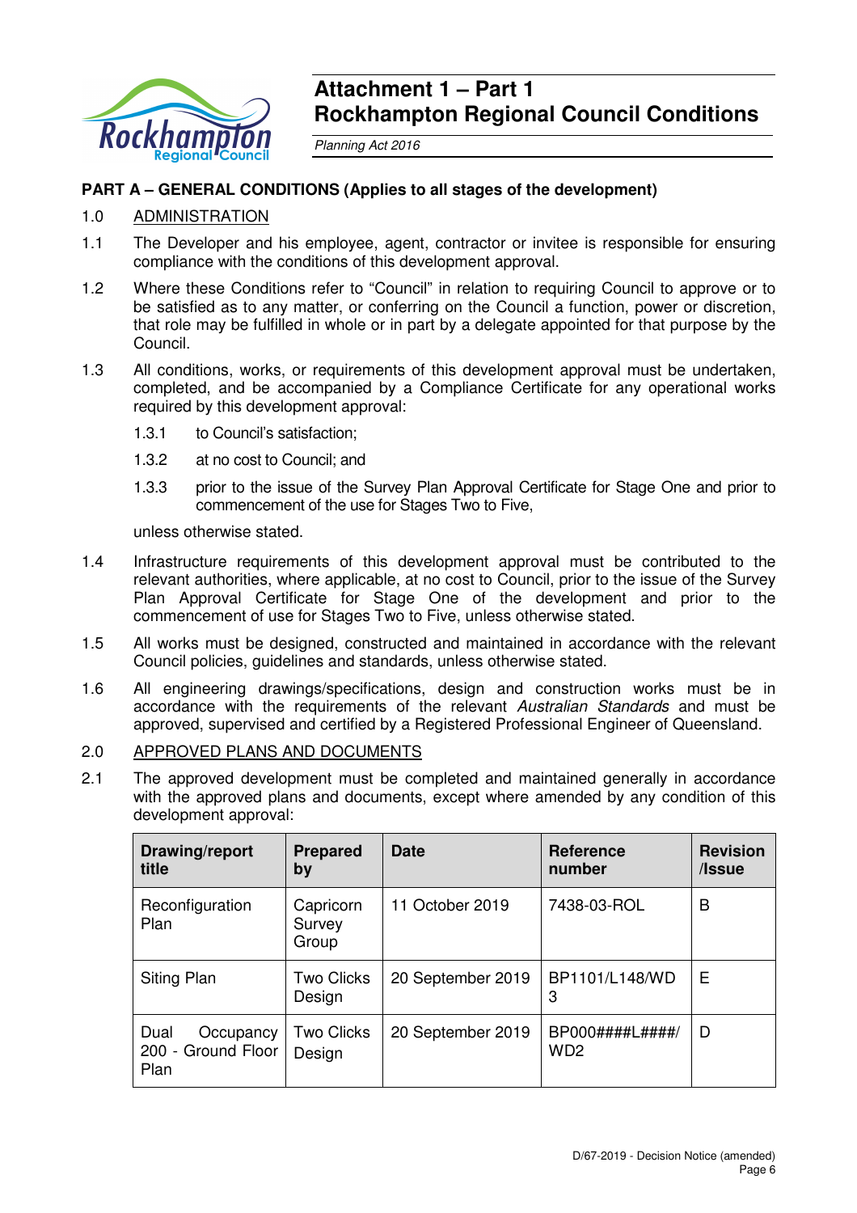# Attachment 1 – Part 1
# Rockhampton Regional Council Conditions

*Planning Act 2016*

**PART A – GENERAL CONDITIONS (Applies to all stages of the development)**

1.0 ADMINISTRATION

1.1 The Developer and his employee, agent, contractor or invitee is responsible for ensuring compliance with the conditions of this development approval.

1.2 Where these Conditions refer to "Council" in relation to requiring Council to approve or to be satisfied as to any matter, or conferring on the Council a function, power or discretion, that role may be fulfilled in whole or in part by a delegate appointed for that purpose by the Council.

1.3 All conditions, works, or requirements of this development approval must be undertaken, completed, and be accompanied by a Compliance Certificate for any operational works required by this development approval:

1.3.1 to Council's satisfaction;

1.3.2 at no cost to Council; and

1.3.3 prior to the issue of the Survey Plan Approval Certificate for Stage One and prior to commencement of the use for Stages Two to Five,

unless otherwise stated.

1.4 Infrastructure requirements of this development approval must be contributed to the relevant authorities, where applicable, at no cost to Council, prior to the issue of the Survey Plan Approval Certificate for Stage One of the development and prior to the commencement of use for Stages Two to Five, unless otherwise stated.

1.5 All works must be designed, constructed and maintained in accordance with the relevant Council policies, guidelines and standards, unless otherwise stated.

1.6 All engineering drawings/specifications, design and construction works must be in accordance with the requirements of the relevant *Australian Standards* and must be approved, supervised and certified by a Registered Professional Engineer of Queensland.

2.0 APPROVED PLANS AND DOCUMENTS

2.1 The approved development must be completed and maintained generally in accordance with the approved plans and documents, except where amended by any condition of this development approval:

| Drawing/report title | Prepared by | Date | Reference number | Revision /Issue |
|---|---|---|---|---|
| Reconfiguration Plan | Capricorn Survey Group | 11 October 2019 | 7438-03-ROL | B |
| Siting Plan | Two Clicks Design | 20 September 2019 | BP1101/L148/WD 3 | E |
| Dual Occupancy 200 - Ground Floor Plan | Two Clicks Design | 20 September 2019 | BP000####L####/ WD2 | D |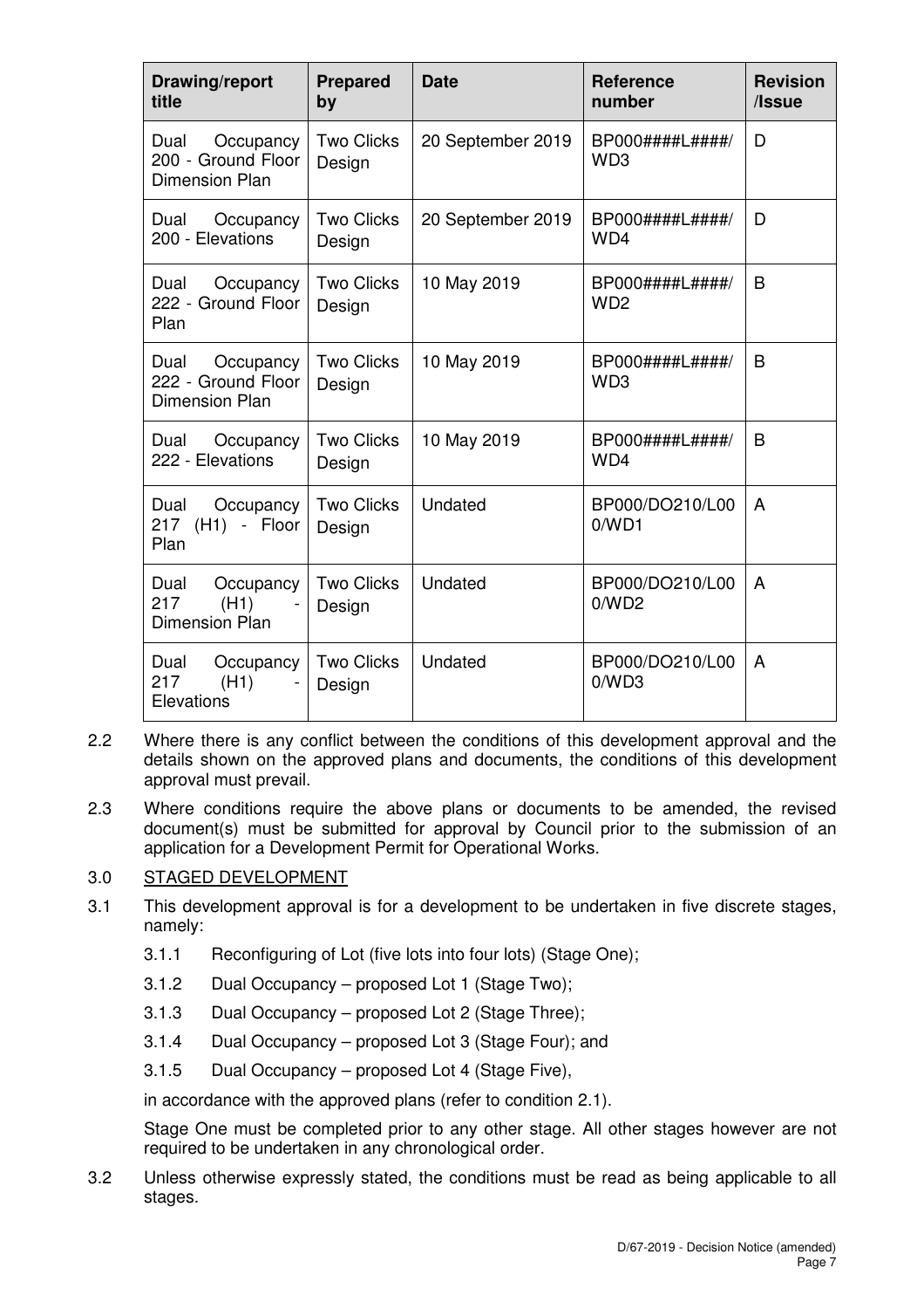| Drawing/report title | Prepared by | Date | Reference number | Revision /Issue |
|---|---|---|---|---|
| Dual Occupancy 200 - Ground Floor Dimension Plan | Two Clicks Design | 20 September 2019 | BP000####L####/WD3 | D |
| Dual Occupancy 200 - Elevations | Two Clicks Design | 20 September 2019 | BP000####L####/WD4 | D |
| Dual Occupancy 222 - Ground Floor Plan | Two Clicks Design | 10 May 2019 | BP000####L####/WD2 | B |
| Dual Occupancy 222 - Ground Floor Dimension Plan | Two Clicks Design | 10 May 2019 | BP000####L####/WD3 | B |
| Dual Occupancy 222 - Elevations | Two Clicks Design | 10 May 2019 | BP000####L####/WD4 | B |
| Dual Occupancy 217 (H1) - Floor Plan | Two Clicks Design | Undated | BP000/DO210/L000/WD1 | A |
| Dual Occupancy 217 (H1) - Dimension Plan | Two Clicks Design | Undated | BP000/DO210/L000/WD2 | A |
| Dual Occupancy 217 (H1) - Elevations | Two Clicks Design | Undated | BP000/DO210/L000/WD3 | A |

2.2 Where there is any conflict between the conditions of this development approval and the details shown on the approved plans and documents, the conditions of this development approval must prevail.

2.3 Where conditions require the above plans or documents to be amended, the revised document(s) must be submitted for approval by Council prior to the submission of an application for a Development Permit for Operational Works.

3.0 STAGED DEVELOPMENT

3.1 This development approval is for a development to be undertaken in five discrete stages, namely:

3.1.1 Reconfiguring of Lot (five lots into four lots) (Stage One);

3.1.2 Dual Occupancy – proposed Lot 1 (Stage Two);

3.1.3 Dual Occupancy – proposed Lot 2 (Stage Three);

3.1.4 Dual Occupancy – proposed Lot 3 (Stage Four); and

3.1.5 Dual Occupancy – proposed Lot 4 (Stage Five),

in accordance with the approved plans (refer to condition 2.1).

Stage One must be completed prior to any other stage. All other stages however are not required to be undertaken in any chronological order.

3.2 Unless otherwise expressly stated, the conditions must be read as being applicable to all stages.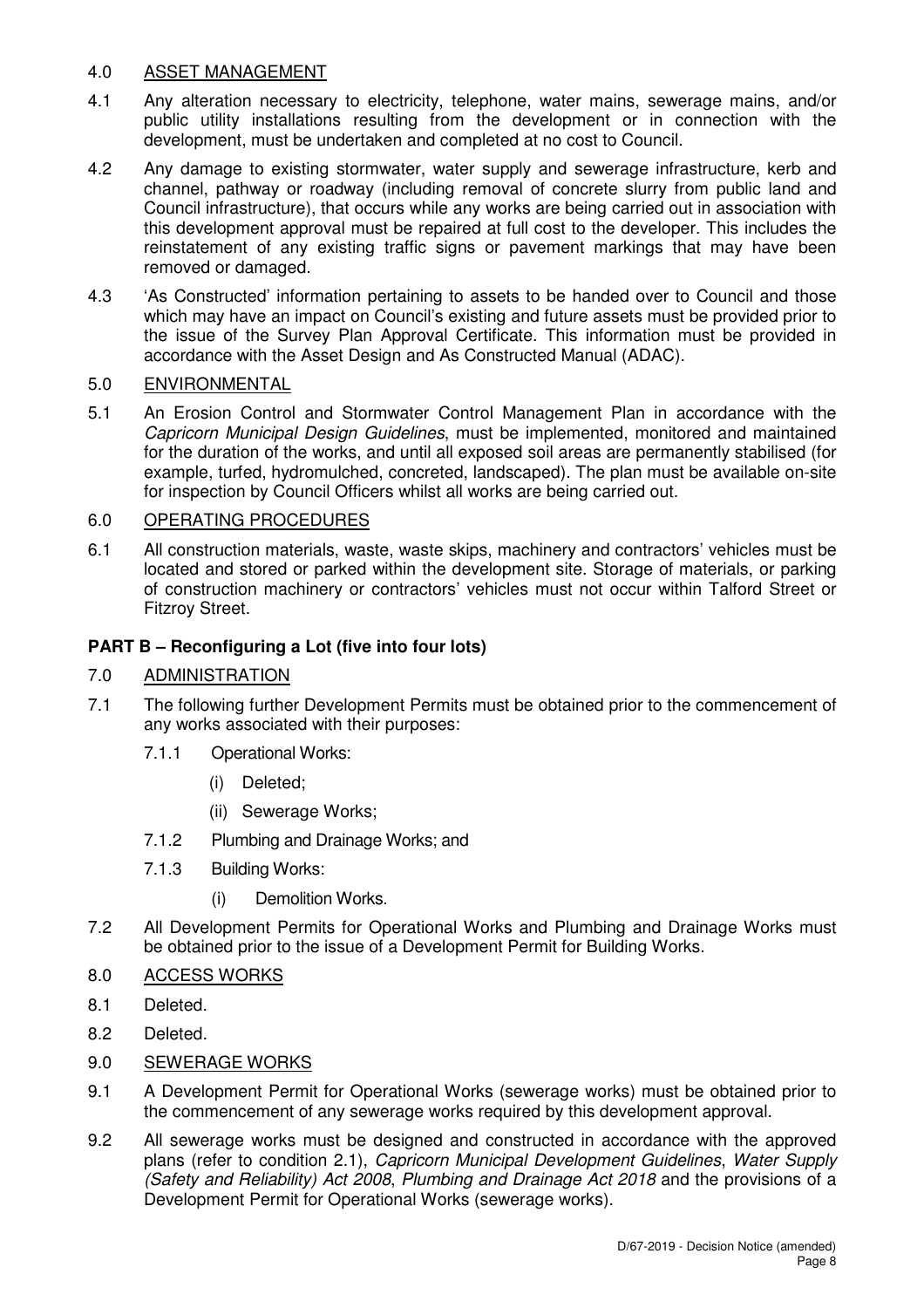## 4.0 ASSET MANAGEMENT

4.1 Any alteration necessary to electricity, telephone, water mains, sewerage mains, and/or public utility installations resulting from the development or in connection with the development, must be undertaken and completed at no cost to Council.

4.2 Any damage to existing stormwater, water supply and sewerage infrastructure, kerb and channel, pathway or roadway (including removal of concrete slurry from public land and Council infrastructure), that occurs while any works are being carried out in association with this development approval must be repaired at full cost to the developer. This includes the reinstatement of any existing traffic signs or pavement markings that may have been removed or damaged.

4.3 'As Constructed' information pertaining to assets to be handed over to Council and those which may have an impact on Council's existing and future assets must be provided prior to the issue of the Survey Plan Approval Certificate. This information must be provided in accordance with the Asset Design and As Constructed Manual (ADAC).

## 5.0 ENVIRONMENTAL

5.1 An Erosion Control and Stormwater Control Management Plan in accordance with the *Capricorn Municipal Design Guidelines*, must be implemented, monitored and maintained for the duration of the works, and until all exposed soil areas are permanently stabilised (for example, turfed, hydromulched, concreted, landscaped). The plan must be available on-site for inspection by Council Officers whilst all works are being carried out.

## 6.0 OPERATING PROCEDURES

6.1 All construction materials, waste, waste skips, machinery and contractors' vehicles must be located and stored or parked within the development site. Storage of materials, or parking of construction machinery or contractors' vehicles must not occur within Talford Street or Fitzroy Street.

## PART B – Reconfiguring a Lot (five into four lots)

## 7.0 ADMINISTRATION

7.1 The following further Development Permits must be obtained prior to the commencement of any works associated with their purposes:

- 7.1.1 Operational Works:
  - (i) Deleted;
  - (ii) Sewerage Works;
- 7.1.2 Plumbing and Drainage Works; and
- 7.1.3 Building Works:
  - (i) Demolition Works.

7.2 All Development Permits for Operational Works and Plumbing and Drainage Works must be obtained prior to the issue of a Development Permit for Building Works.

## 8.0 ACCESS WORKS

8.1 Deleted.

8.2 Deleted.

## 9.0 SEWERAGE WORKS

9.1 A Development Permit for Operational Works (sewerage works) must be obtained prior to the commencement of any sewerage works required by this development approval.

9.2 All sewerage works must be designed and constructed in accordance with the approved plans (refer to condition 2.1), *Capricorn Municipal Development Guidelines*, *Water Supply (Safety and Reliability) Act 2008*, *Plumbing and Drainage Act 2018* and the provisions of a Development Permit for Operational Works (sewerage works).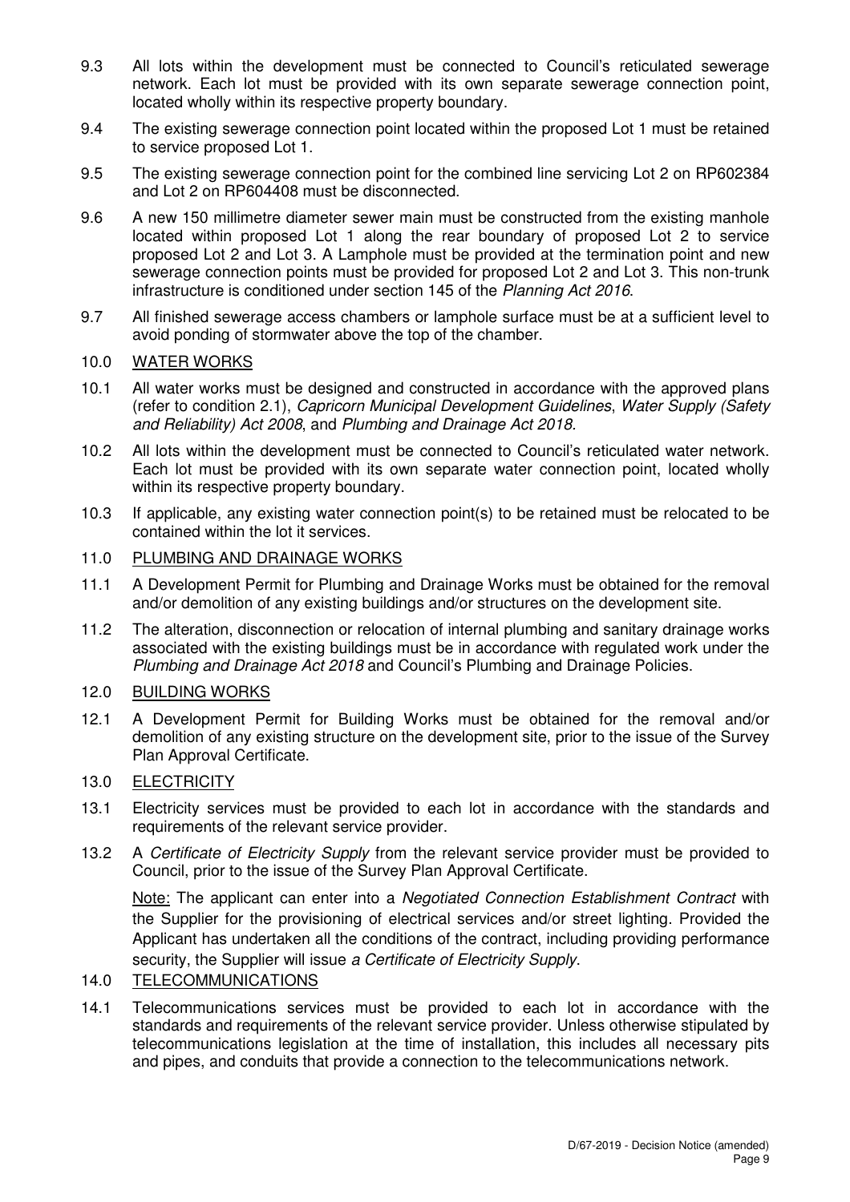9.3 All lots within the development must be connected to Council's reticulated sewerage network. Each lot must be provided with its own separate sewerage connection point, located wholly within its respective property boundary.

9.4 The existing sewerage connection point located within the proposed Lot 1 must be retained to service proposed Lot 1.

9.5 The existing sewerage connection point for the combined line servicing Lot 2 on RP602384 and Lot 2 on RP604408 must be disconnected.

9.6 A new 150 millimetre diameter sewer main must be constructed from the existing manhole located within proposed Lot 1 along the rear boundary of proposed Lot 2 to service proposed Lot 2 and Lot 3. A Lamphole must be provided at the termination point and new sewerage connection points must be provided for proposed Lot 2 and Lot 3. This non-trunk infrastructure is conditioned under section 145 of the *Planning Act 2016*.

9.7 All finished sewerage access chambers or lamphole surface must be at a sufficient level to avoid ponding of stormwater above the top of the chamber.

10.0 WATER WORKS

10.1 All water works must be designed and constructed in accordance with the approved plans (refer to condition 2.1), *Capricorn Municipal Development Guidelines*, *Water Supply (Safety and Reliability) Act 2008*, and *Plumbing and Drainage Act 2018*.

10.2 All lots within the development must be connected to Council's reticulated water network. Each lot must be provided with its own separate water connection point, located wholly within its respective property boundary.

10.3 If applicable, any existing water connection point(s) to be retained must be relocated to be contained within the lot it services.

11.0 PLUMBING AND DRAINAGE WORKS

11.1 A Development Permit for Plumbing and Drainage Works must be obtained for the removal and/or demolition of any existing buildings and/or structures on the development site.

11.2 The alteration, disconnection or relocation of internal plumbing and sanitary drainage works associated with the existing buildings must be in accordance with regulated work under the *Plumbing and Drainage Act 2018* and Council's Plumbing and Drainage Policies.

12.0 BUILDING WORKS

12.1 A Development Permit for Building Works must be obtained for the removal and/or demolition of any existing structure on the development site, prior to the issue of the Survey Plan Approval Certificate.

13.0 ELECTRICITY

13.1 Electricity services must be provided to each lot in accordance with the standards and requirements of the relevant service provider.

13.2 A *Certificate of Electricity Supply* from the relevant service provider must be provided to Council, prior to the issue of the Survey Plan Approval Certificate.

Note: The applicant can enter into a *Negotiated Connection Establishment Contract* with the Supplier for the provisioning of electrical services and/or street lighting. Provided the Applicant has undertaken all the conditions of the contract, including providing performance security, the Supplier will issue *a Certificate of Electricity Supply*.

14.0 TELECOMMUNICATIONS

14.1 Telecommunications services must be provided to each lot in accordance with the standards and requirements of the relevant service provider. Unless otherwise stipulated by telecommunications legislation at the time of installation, this includes all necessary pits and pipes, and conduits that provide a connection to the telecommunications network.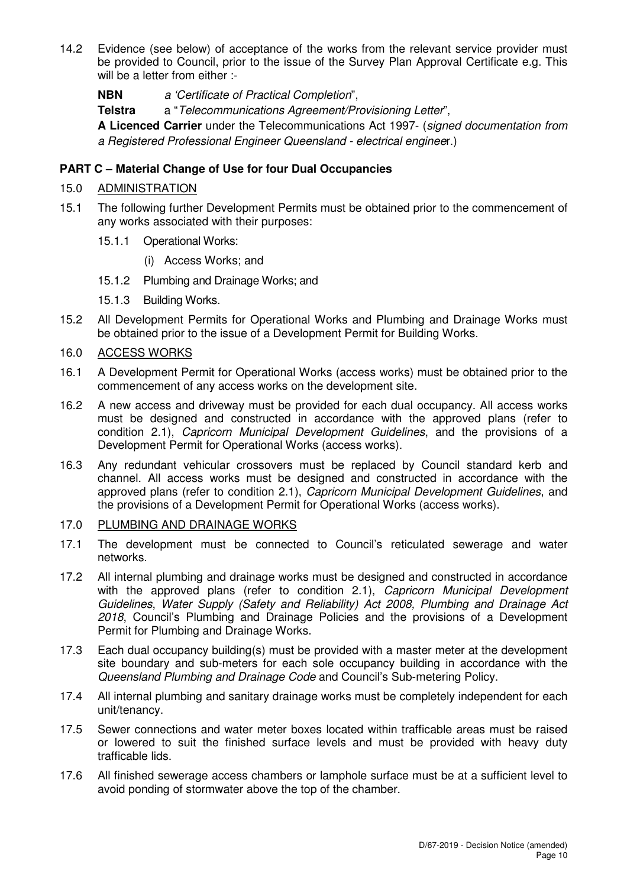14.2 Evidence (see below) of acceptance of the works from the relevant service provider must be provided to Council, prior to the issue of the Survey Plan Approval Certificate e.g. This will be a letter from either :-

**NBN** *a 'Certificate of Practical Completion*",

**Telstra** a "*Telecommunications Agreement/Provisioning Letter*",

**A Licenced Carrier** under the Telecommunications Act 1997- (*signed documentation from a Registered Professional Engineer Queensland - electrical enginee*r.)

**PART C – Material Change of Use for four Dual Occupancies**

15.0 ADMINISTRATION

15.1 The following further Development Permits must be obtained prior to the commencement of any works associated with their purposes:

15.1.1 Operational Works:

(i) Access Works; and

15.1.2 Plumbing and Drainage Works; and

15.1.3 Building Works.

15.2 All Development Permits for Operational Works and Plumbing and Drainage Works must be obtained prior to the issue of a Development Permit for Building Works.

16.0 ACCESS WORKS

16.1 A Development Permit for Operational Works (access works) must be obtained prior to the commencement of any access works on the development site.

16.2 A new access and driveway must be provided for each dual occupancy. All access works must be designed and constructed in accordance with the approved plans (refer to condition 2.1), *Capricorn Municipal Development Guidelines*, and the provisions of a Development Permit for Operational Works (access works).

16.3 Any redundant vehicular crossovers must be replaced by Council standard kerb and channel. All access works must be designed and constructed in accordance with the approved plans (refer to condition 2.1), *Capricorn Municipal Development Guidelines*, and the provisions of a Development Permit for Operational Works (access works).

17.0 PLUMBING AND DRAINAGE WORKS

17.1 The development must be connected to Council's reticulated sewerage and water networks.

17.2 All internal plumbing and drainage works must be designed and constructed in accordance with the approved plans (refer to condition 2.1), *Capricorn Municipal Development Guidelines*, *Water Supply (Safety and Reliability) Act 2008, Plumbing and Drainage Act 2018*, Council's Plumbing and Drainage Policies and the provisions of a Development Permit for Plumbing and Drainage Works.

17.3 Each dual occupancy building(s) must be provided with a master meter at the development site boundary and sub-meters for each sole occupancy building in accordance with the *Queensland Plumbing and Drainage Code* and Council's Sub-metering Policy.

17.4 All internal plumbing and sanitary drainage works must be completely independent for each unit/tenancy.

17.5 Sewer connections and water meter boxes located within trafficable areas must be raised or lowered to suit the finished surface levels and must be provided with heavy duty trafficable lids.

17.6 All finished sewerage access chambers or lamphole surface must be at a sufficient level to avoid ponding of stormwater above the top of the chamber.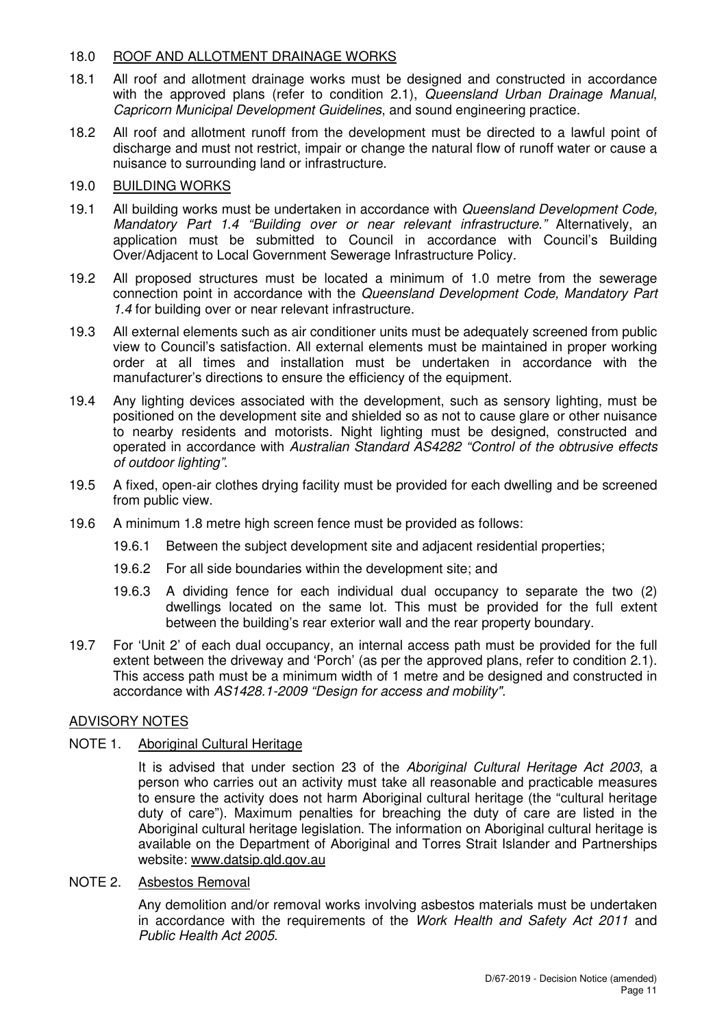## 18.0 ROOF AND ALLOTMENT DRAINAGE WORKS

18.1 All roof and allotment drainage works must be designed and constructed in accordance with the approved plans (refer to condition 2.1), *Queensland Urban Drainage Manual*, *Capricorn Municipal Development Guidelines*, and sound engineering practice.

18.2 All roof and allotment runoff from the development must be directed to a lawful point of discharge and must not restrict, impair or change the natural flow of runoff water or cause a nuisance to surrounding land or infrastructure.

## 19.0 BUILDING WORKS

19.1 All building works must be undertaken in accordance with *Queensland Development Code, Mandatory Part 1.4 "Building over or near relevant infrastructure."* Alternatively, an application must be submitted to Council in accordance with Council's Building Over/Adjacent to Local Government Sewerage Infrastructure Policy.

19.2 All proposed structures must be located a minimum of 1.0 metre from the sewerage connection point in accordance with the *Queensland Development Code, Mandatory Part 1.4* for building over or near relevant infrastructure.

19.3 All external elements such as air conditioner units must be adequately screened from public view to Council's satisfaction. All external elements must be maintained in proper working order at all times and installation must be undertaken in accordance with the manufacturer's directions to ensure the efficiency of the equipment.

19.4 Any lighting devices associated with the development, such as sensory lighting, must be positioned on the development site and shielded so as not to cause glare or other nuisance to nearby residents and motorists. Night lighting must be designed, constructed and operated in accordance with *Australian Standard AS4282 "Control of the obtrusive effects of outdoor lighting"*.

19.5 A fixed, open-air clothes drying facility must be provided for each dwelling and be screened from public view.

19.6 A minimum 1.8 metre high screen fence must be provided as follows:

- 19.6.1 Between the subject development site and adjacent residential properties;
- 19.6.2 For all side boundaries within the development site; and
- 19.6.3 A dividing fence for each individual dual occupancy to separate the two (2) dwellings located on the same lot. This must be provided for the full extent between the building's rear exterior wall and the rear property boundary.

19.7 For 'Unit 2' of each dual occupancy, an internal access path must be provided for the full extent between the driveway and 'Porch' (as per the approved plans, refer to condition 2.1). This access path must be a minimum width of 1 metre and be designed and constructed in accordance with *AS1428.1-2009 "Design for access and mobility"*.

## ADVISORY NOTES

### NOTE 1. Aboriginal Cultural Heritage

It is advised that under section 23 of the *Aboriginal Cultural Heritage Act 2003*, a person who carries out an activity must take all reasonable and practicable measures to ensure the activity does not harm Aboriginal cultural heritage (the "cultural heritage duty of care"). Maximum penalties for breaching the duty of care are listed in the Aboriginal cultural heritage legislation. The information on Aboriginal cultural heritage is available on the Department of Aboriginal and Torres Strait Islander and Partnerships website: www.datsip.qld.gov.au

### NOTE 2. Asbestos Removal

Any demolition and/or removal works involving asbestos materials must be undertaken in accordance with the requirements of the *Work Health and Safety Act 2011* and *Public Health Act 2005*.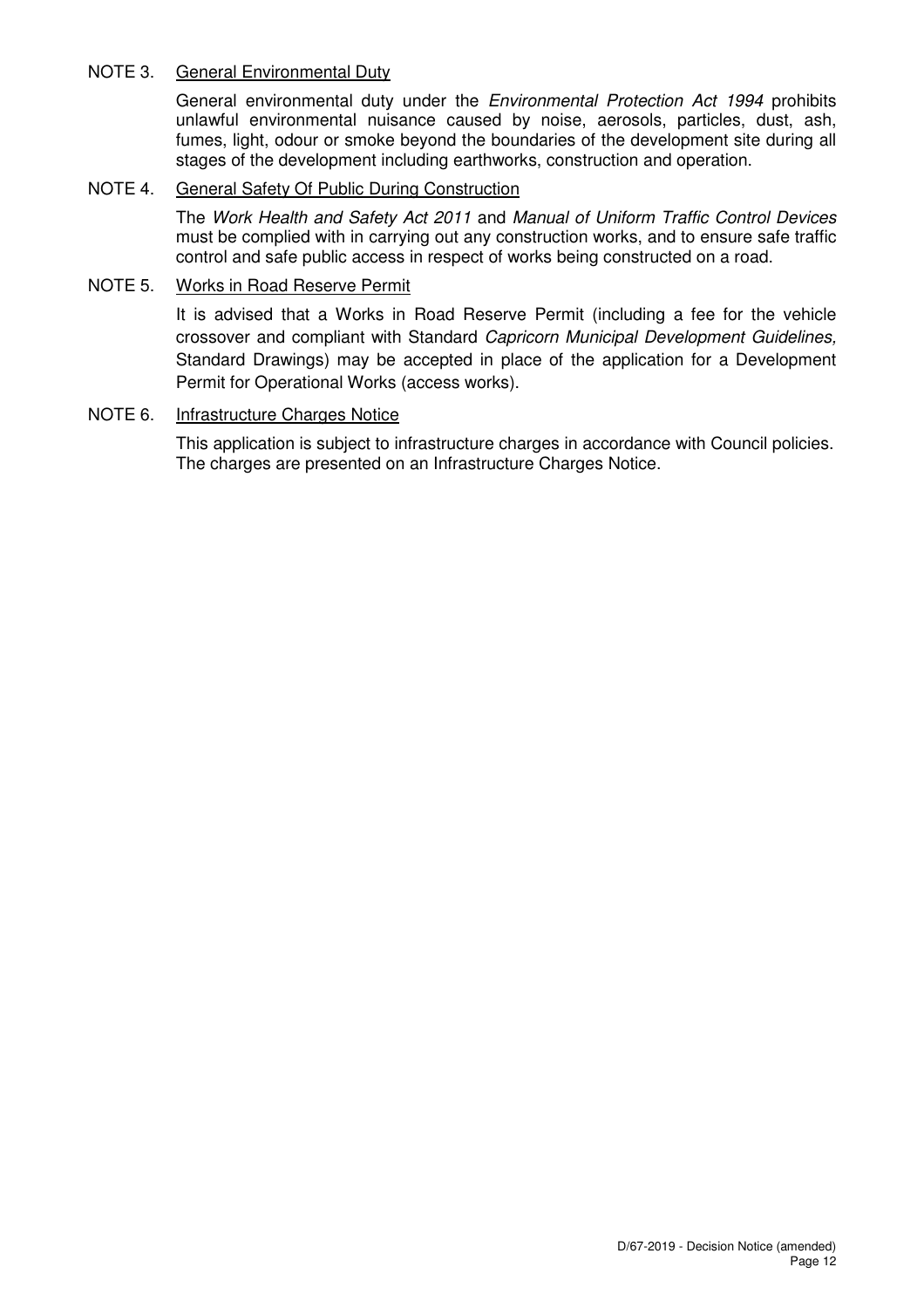NOTE 3. <u>General Environmental Duty</u>

General environmental duty under the *Environmental Protection Act 1994* prohibits unlawful environmental nuisance caused by noise, aerosols, particles, dust, ash, fumes, light, odour or smoke beyond the boundaries of the development site during all stages of the development including earthworks, construction and operation.

NOTE 4. <u>General Safety Of Public During Construction</u>

The *Work Health and Safety Act 2011* and *Manual of Uniform Traffic Control Devices* must be complied with in carrying out any construction works, and to ensure safe traffic control and safe public access in respect of works being constructed on a road.

NOTE 5. <u>Works in Road Reserve Permit</u>

It is advised that a Works in Road Reserve Permit (including a fee for the vehicle crossover and compliant with Standard *Capricorn Municipal Development Guidelines,* Standard Drawings) may be accepted in place of the application for a Development Permit for Operational Works (access works).

NOTE 6. <u>Infrastructure Charges Notice</u>

This application is subject to infrastructure charges in accordance with Council policies. The charges are presented on an Infrastructure Charges Notice.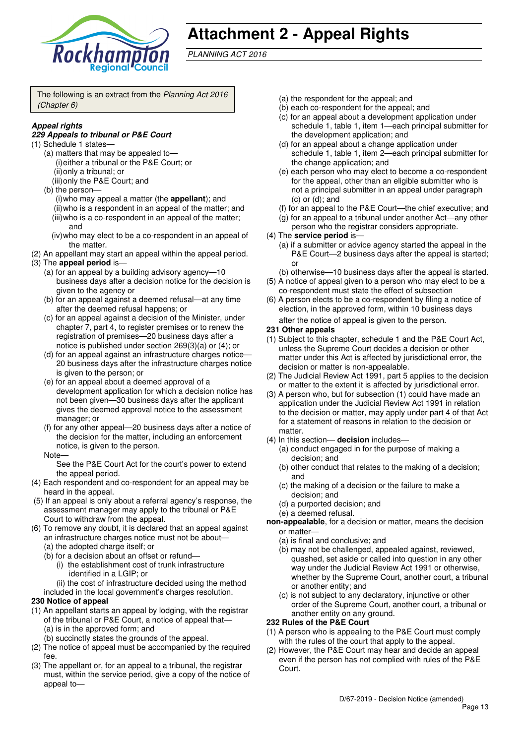# Attachment 2 - Appeal Rights

*PLANNING ACT 2016*

The following is an extract from the *Planning Act 2016 (Chapter 6)*

***Appeal rights***

***229 Appeals to tribunal or P&E Court***

(1) Schedule 1 states—
  (a) matters that may be appealed to—
    (i) either a tribunal or the P&E Court; or
    (ii) only a tribunal; or
    (iii) only the P&E Court; and
  (b) the person—
    (i) who may appeal a matter (the **appellant**); and
    (ii) who is a respondent in an appeal of the matter; and
    (iii) who is a co-respondent in an appeal of the matter; and
    (iv) who may elect to be a co-respondent in an appeal of the matter.

(2) An appellant may start an appeal within the appeal period.

(3) The **appeal period** is—
  (a) for an appeal by a building advisory agency—10 business days after a decision notice for the decision is given to the agency or
  (b) for an appeal against a deemed refusal—at any time after the deemed refusal happens; or
  (c) for an appeal against a decision of the Minister, under chapter 7, part 4, to register premises or to renew the registration of premises—20 business days after a notice is published under section 269(3)(a) or (4); or
  (d) for an appeal against an infrastructure charges notice—20 business days after the infrastructure charges notice is given to the person; or
  (e) for an appeal about a deemed approval of a development application for which a decision notice has not been given—30 business days after the applicant gives the deemed approval notice to the assessment manager; or
  (f) for any other appeal—20 business days after a notice of the decision for the matter, including an enforcement notice, is given to the person.

  Note—
  See the P&E Court Act for the court's power to extend the appeal period.

(4) Each respondent and co-respondent for an appeal may be heard in the appeal.

(5) If an appeal is only about a referral agency's response, the assessment manager may apply to the tribunal or P&E Court to withdraw from the appeal.

(6) To remove any doubt, it is declared that an appeal against an infrastructure charges notice must not be about—
  (a) the adopted charge itself; or
  (b) for a decision about an offset or refund—
    (i) the establishment cost of trunk infrastructure identified in a LGIP; or
    (ii) the cost of infrastructure decided using the method included in the local government's charges resolution.

**230 Notice of appeal**

(1) An appellant starts an appeal by lodging, with the registrar of the tribunal or P&E Court, a notice of appeal that—
  (a) is in the approved form; and
  (b) succinctly states the grounds of the appeal.

(2) The notice of appeal must be accompanied by the required fee.

(3) The appellant or, for an appeal to a tribunal, the registrar must, within the service period, give a copy of the notice of appeal to—
  (a) the respondent for the appeal; and
  (b) each co-respondent for the appeal; and
  (c) for an appeal about a development application under schedule 1, table 1, item 1—each principal submitter for the development application; and
  (d) for an appeal about a change application under schedule 1, table 1, item 2—each principal submitter for the change application; and
  (e) each person who may elect to become a co-respondent for the appeal, other than an eligible submitter who is not a principal submitter in an appeal under paragraph (c) or (d); and
  (f) for an appeal to the P&E Court—the chief executive; and
  (g) for an appeal to a tribunal under another Act—any other person who the registrar considers appropriate.

(4) The **service period** is—
  (a) if a submitter or advice agency started the appeal in the P&E Court—2 business days after the appeal is started; or
  (b) otherwise—10 business days after the appeal is started.

(5) A notice of appeal given to a person who may elect to be a co-respondent must state the effect of subsection

(6) A person elects to be a co-respondent by filing a notice of election, in the approved form, within 10 business days after the notice of appeal is given to the person**.**

**231 Other appeals**

(1) Subject to this chapter, schedule 1 and the P&E Court Act, unless the Supreme Court decides a decision or other matter under this Act is affected by jurisdictional error, the decision or matter is non-appealable.

(2) The Judicial Review Act 1991, part 5 applies to the decision or matter to the extent it is affected by jurisdictional error.

(3) A person who, but for subsection (1) could have made an application under the Judicial Review Act 1991 in relation to the decision or matter, may apply under part 4 of that Act for a statement of reasons in relation to the decision or matter.

(4) In this section— **decision** includes—
  (a) conduct engaged in for the purpose of making a decision; and
  (b) other conduct that relates to the making of a decision; and
  (c) the making of a decision or the failure to make a decision; and
  (d) a purported decision; and
  (e) a deemed refusal.

**non-appealable**, for a decision or matter, means the decision or matter—
  (a) is final and conclusive; and
  (b) may not be challenged, appealed against, reviewed, quashed, set aside or called into question in any other way under the Judicial Review Act 1991 or otherwise, whether by the Supreme Court, another court, a tribunal or another entity; and
  (c) is not subject to any declaratory, injunctive or other order of the Supreme Court, another court, a tribunal or another entity on any ground.

**232 Rules of the P&E Court**

(1) A person who is appealing to the P&E Court must comply with the rules of the court that apply to the appeal.

(2) However, the P&E Court may hear and decide an appeal even if the person has not complied with rules of the P&E Court.

D/67-2019 - Decision Notice (amended)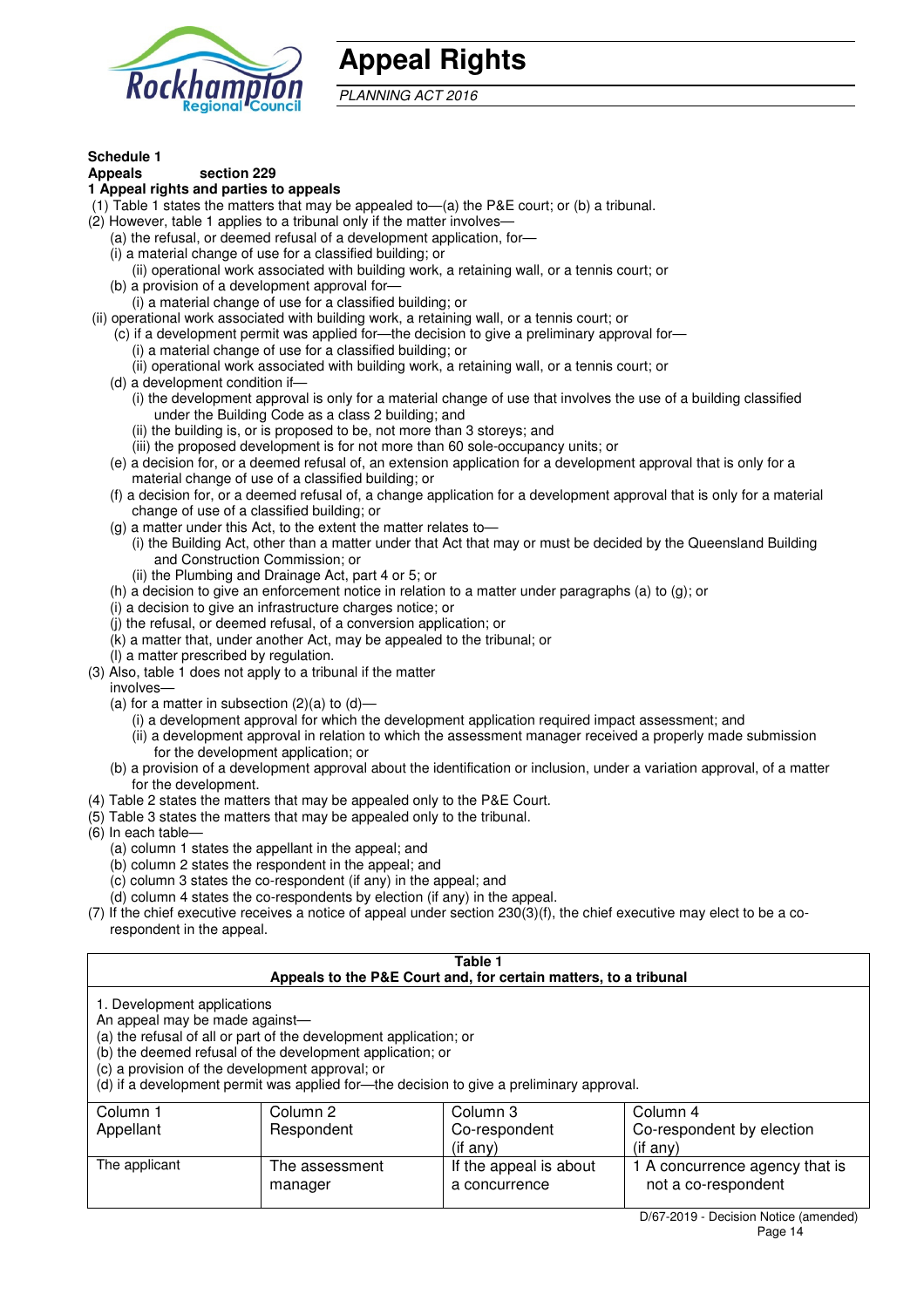# Appeal Rights

*PLANNING ACT 2016*

**Schedule 1**

**Appeals section 229**

**1 Appeal rights and parties to appeals**

(1) Table 1 states the matters that may be appealed to—(a) the P&E court; or (b) a tribunal.

(2) However, table 1 applies to a tribunal only if the matter involves—

(a) the refusal, or deemed refusal of a development application, for—

(i) a material change of use for a classified building; or

(ii) operational work associated with building work, a retaining wall, or a tennis court; or

(b) a provision of a development approval for—

(i) a material change of use for a classified building; or

(ii) operational work associated with building work, a retaining wall, or a tennis court; or

(c) if a development permit was applied for—the decision to give a preliminary approval for—

(i) a material change of use for a classified building; or

(ii) operational work associated with building work, a retaining wall, or a tennis court; or

(d) a development condition if—

(i) the development approval is only for a material change of use that involves the use of a building classified under the Building Code as a class 2 building; and

(ii) the building is, or is proposed to be, not more than 3 storeys; and

(iii) the proposed development is for not more than 60 sole-occupancy units; or

(e) a decision for, or a deemed refusal of, an extension application for a development approval that is only for a material change of use of a classified building; or

(f) a decision for, or a deemed refusal of, a change application for a development approval that is only for a material change of use of a classified building; or

(g) a matter under this Act, to the extent the matter relates to—

(i) the Building Act, other than a matter under that Act that may or must be decided by the Queensland Building and Construction Commission; or

(ii) the Plumbing and Drainage Act, part 4 or 5; or

(h) a decision to give an enforcement notice in relation to a matter under paragraphs (a) to (g); or

(i) a decision to give an infrastructure charges notice; or

(j) the refusal, or deemed refusal, of a conversion application; or

(k) a matter that, under another Act, may be appealed to the tribunal; or

(l) a matter prescribed by regulation.

(3) Also, table 1 does not apply to a tribunal if the matter involves—

(a) for a matter in subsection (2)(a) to (d)—

(i) a development approval for which the development application required impact assessment; and

(ii) a development approval in relation to which the assessment manager received a properly made submission for the development application; or

(b) a provision of a development approval about the identification or inclusion, under a variation approval, of a matter for the development.

(4) Table 2 states the matters that may be appealed only to the P&E Court.

(5) Table 3 states the matters that may be appealed only to the tribunal.

(6) In each table—

(a) column 1 states the appellant in the appeal; and

(b) column 2 states the respondent in the appeal; and

(c) column 3 states the co-respondent (if any) in the appeal; and

(d) column 4 states the co-respondents by election (if any) in the appeal.

(7) If the chief executive receives a notice of appeal under section 230(3)(f), the chief executive may elect to be a co-respondent in the appeal.

**Table 1**
**Appeals to the P&E Court and, for certain matters, to a tribunal**

1. Development applications

An appeal may be made against—

(a) the refusal of all or part of the development application; or

(b) the deemed refusal of the development application; or

(c) a provision of the development approval; or

(d) if a development permit was applied for—the decision to give a preliminary approval.

| Column 1<br>Appellant | Column 2<br>Respondent | Column 3<br>Co-respondent<br>(if any) | Column 4<br>Co-respondent by election<br>(if any) |
|---|---|---|---|
| The applicant | The assessment manager | If the appeal is about a concurrence | 1 A concurrence agency that is not a co-respondent |

D/67-2019 - Decision Notice (amended)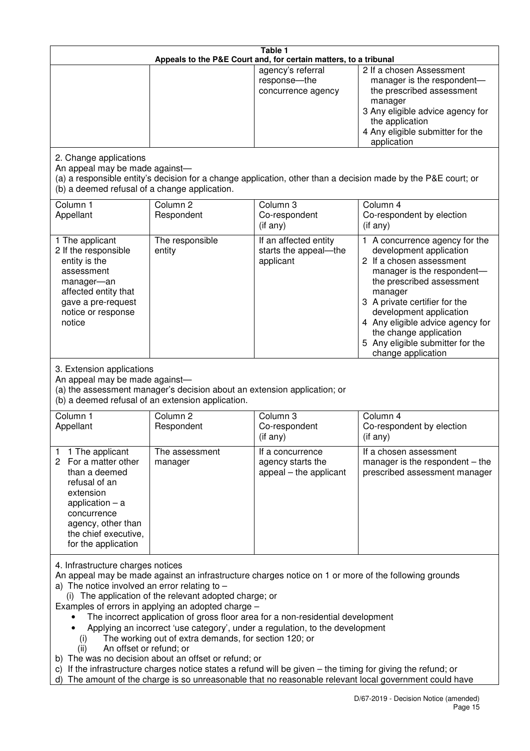**Table 1**
**Appeals to the P&E Court and, for certain matters, to a tribunal**

| | | | |
|---|---|---|---|
| | | agency's referral response—the concurrence agency | 2 If a chosen Assessment manager is the respondent—the prescribed assessment manager<br>3 Any eligible advice agency for the application<br>4 Any eligible submitter for the application |

2. Change applications

An appeal may be made against—

(a) a responsible entity's decision for a change application, other than a decision made by the P&E court; or

(b) a deemed refusal of a change application.

| Column 1<br>Appellant | Column 2<br>Respondent | Column 3<br>Co-respondent<br>(if any) | Column 4<br>Co-respondent by election<br>(if any) |
|---|---|---|---|
| 1 The applicant<br>2 If the responsible entity is the assessment manager—an affected entity that gave a pre-request notice or response notice | The responsible entity | If an affected entity starts the appeal—the applicant | 1 A concurrence agency for the development application<br>2 If a chosen assessment manager is the respondent—the prescribed assessment manager<br>3 A private certifier for the development application<br>4 Any eligible advice agency for the change application<br>5 Any eligible submitter for the change application |

3. Extension applications

An appeal may be made against—

(a) the assessment manager's decision about an extension application; or

(b) a deemed refusal of an extension application.

| Column 1<br>Appellant | Column 2<br>Respondent | Column 3<br>Co-respondent<br>(if any) | Column 4<br>Co-respondent by election<br>(if any) |
|---|---|---|---|
| 1 1 The applicant<br>2 For a matter other than a deemed refusal of an extension application – a concurrence agency, other than the chief executive, for the application | The assessment manager | If a concurrence agency starts the appeal – the applicant | If a chosen assessment manager is the respondent – the prescribed assessment manager |

4. Infrastructure charges notices

An appeal may be made against an infrastructure charges notice on 1 or more of the following grounds

a) The notice involved an error relating to –

(i) The application of the relevant adopted charge; or

Examples of errors in applying an adopted charge –

- The incorrect application of gross floor area for a non-residential development
- Applying an incorrect 'use category', under a regulation, to the development

(i) The working out of extra demands, for section 120; or

(ii) An offset or refund; or

b) The was no decision about an offset or refund; or

c) If the infrastructure charges notice states a refund will be given – the timing for giving the refund; or

d) The amount of the charge is so unreasonable that no reasonable relevant local government could have

D/67-2019 - Decision Notice (amended)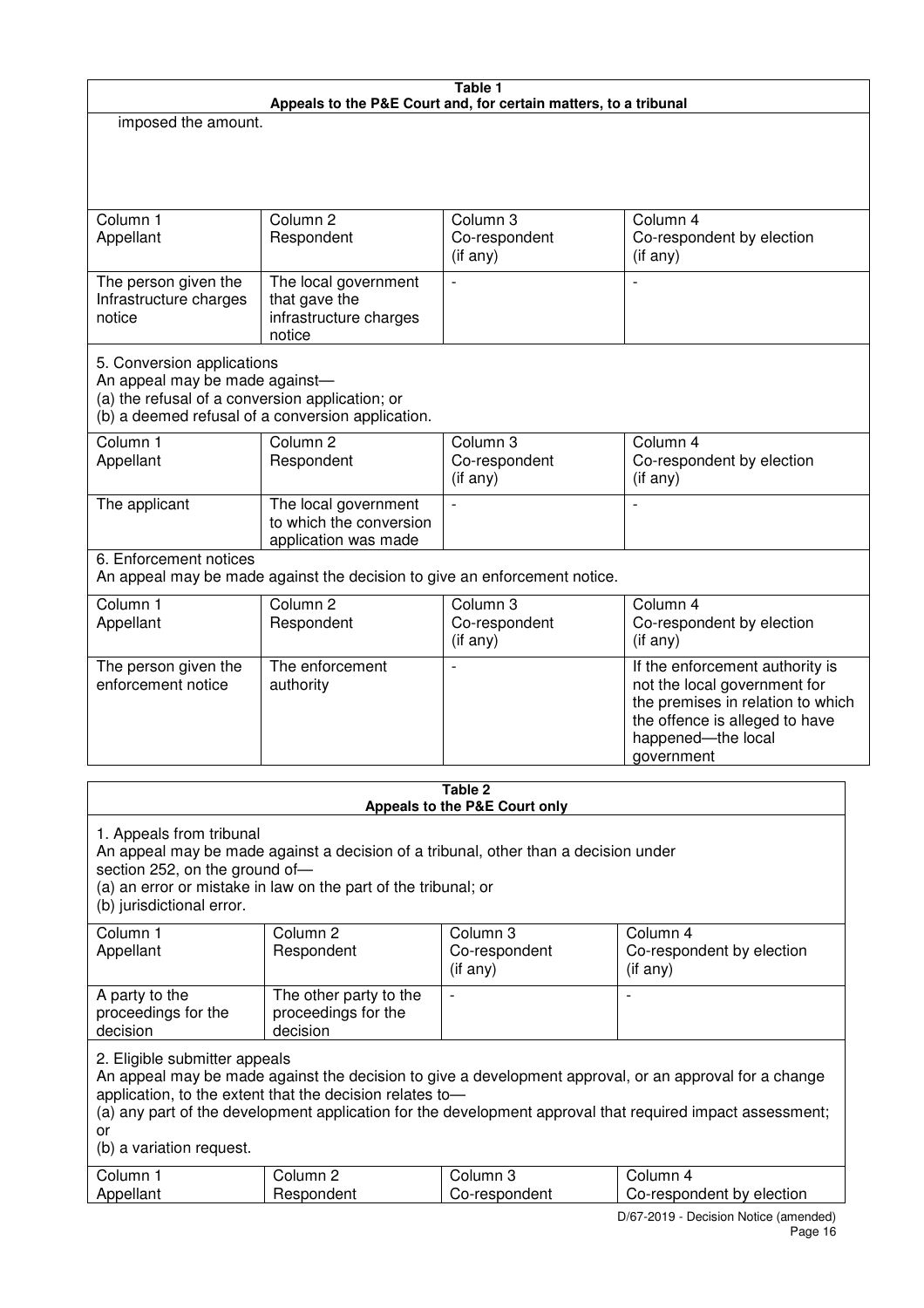| Table 1 | | | |
|---|---|---|---|
| **Appeals to the P&E Court and, for certain matters, to a tribunal** | | | |
| imposed the amount. | | | |
| Column 1<br>Appellant | Column 2<br>Respondent | Column 3<br>Co-respondent<br>(if any) | Column 4<br>Co-respondent by election<br>(if any) |
| The person given the Infrastructure charges notice | The local government that gave the infrastructure charges notice | - | - |
| 5. Conversion applications<br>An appeal may be made against—<br>(a) the refusal of a conversion application; or<br>(b) a deemed refusal of a conversion application. | | | |
| Column 1<br>Appellant | Column 2<br>Respondent | Column 3<br>Co-respondent<br>(if any) | Column 4<br>Co-respondent by election<br>(if any) |
| The applicant | The local government to which the conversion application was made | - | - |
| 6. Enforcement notices<br>An appeal may be made against the decision to give an enforcement notice. | | | |
| Column 1<br>Appellant | Column 2<br>Respondent | Column 3<br>Co-respondent<br>(if any) | Column 4<br>Co-respondent by election<br>(if any) |
| The person given the enforcement notice | The enforcement authority | - | If the enforcement authority is not the local government for the premises in relation to which the offence is alleged to have happened—the local government |

| Table 2 | | | |
|---|---|---|---|
| **Appeals to the P&E Court only** | | | |
| 1. Appeals from tribunal<br>An appeal may be made against a decision of a tribunal, other than a decision under section 252, on the ground of—<br>(a) an error or mistake in law on the part of the tribunal; or<br>(b) jurisdictional error. | | | |
| Column 1<br>Appellant | Column 2<br>Respondent | Column 3<br>Co-respondent<br>(if any) | Column 4<br>Co-respondent by election<br>(if any) |
| A party to the proceedings for the decision | The other party to the proceedings for the decision | - | - |
| 2. Eligible submitter appeals<br>An appeal may be made against the decision to give a development approval, or an approval for a change application, to the extent that the decision relates to—<br>(a) any part of the development application for the development approval that required impact assessment; or<br>(b) a variation request. | | | |
| Column 1<br>Appellant | Column 2<br>Respondent | Column 3<br>Co-respondent | Column 4<br>Co-respondent by election |

D/67-2019 - Decision Notice (amended)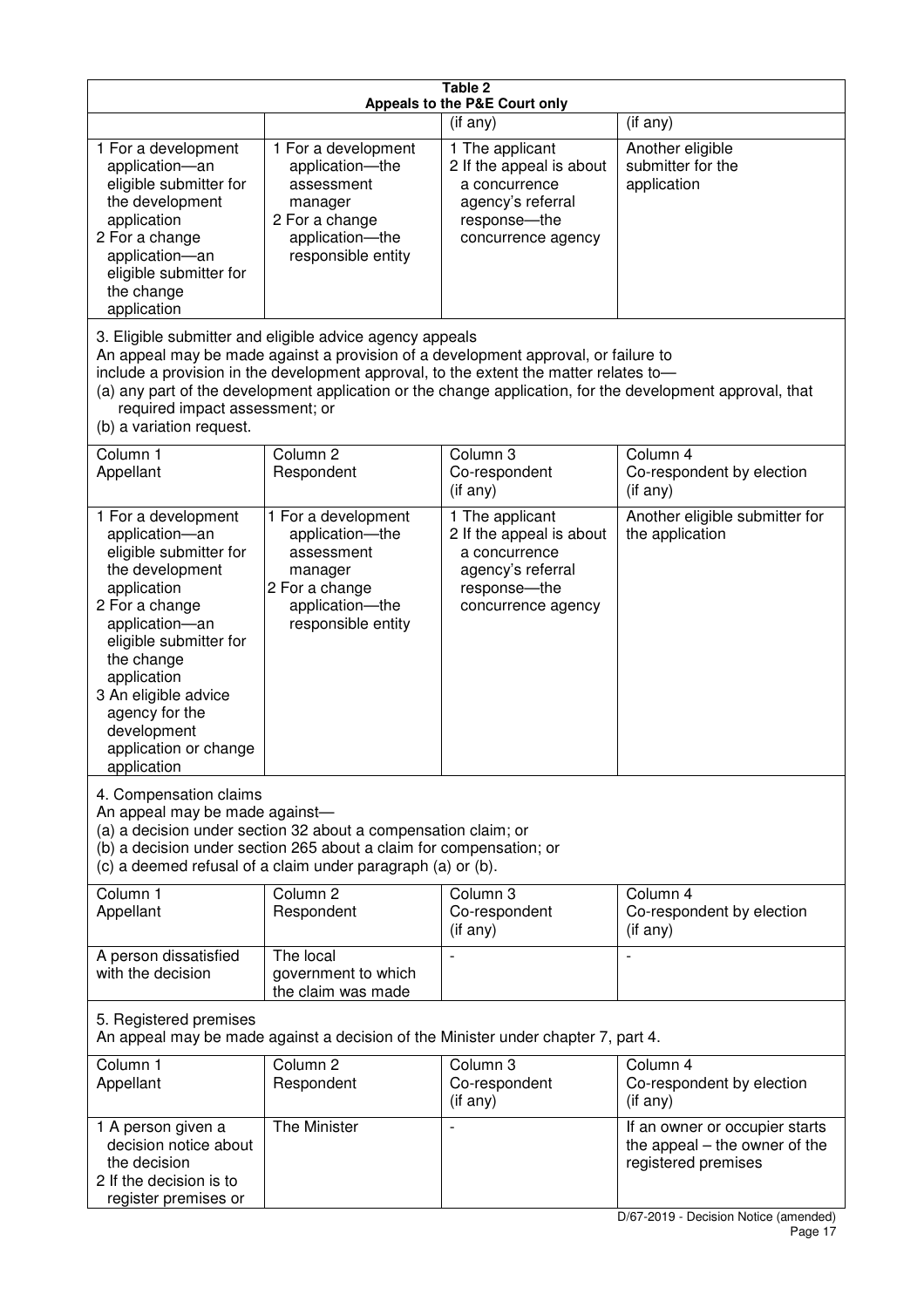**Table 2**
**Appeals to the P&E Court only**

| | | (if any) | (if any) |
|---|---|---|---|
| 1 For a development application—an eligible submitter for the development application<br>2 For a change application—an eligible submitter for the change application | 1 For a development application—the assessment manager<br>2 For a change application—the responsible entity | 1 The applicant<br>2 If the appeal is about a concurrence agency's referral response—the concurrence agency | Another eligible submitter for the application |

3. Eligible submitter and eligible advice agency appeals
An appeal may be made against a provision of a development approval, or failure to include a provision in the development approval, to the extent the matter relates to—
(a) any part of the development application or the change application, for the development approval, that required impact assessment; or
(b) a variation request.

| Column 1<br>Appellant | Column 2<br>Respondent | Column 3<br>Co-respondent<br>(if any) | Column 4<br>Co-respondent by election<br>(if any) |
|---|---|---|---|
| 1 For a development application—an eligible submitter for the development application<br>2 For a change application—an eligible submitter for the change application<br>3 An eligible advice agency for the development application or change application | 1 For a development application—the assessment manager<br>2 For a change application—the responsible entity | 1 The applicant<br>2 If the appeal is about a concurrence agency's referral response—the concurrence agency | Another eligible submitter for the application |

4. Compensation claims
An appeal may be made against—
(a) a decision under section 32 about a compensation claim; or
(b) a decision under section 265 about a claim for compensation; or
(c) a deemed refusal of a claim under paragraph (a) or (b).

| Column 1<br>Appellant | Column 2<br>Respondent | Column 3<br>Co-respondent<br>(if any) | Column 4<br>Co-respondent by election<br>(if any) |
|---|---|---|---|
| A person dissatisfied with the decision | The local government to which the claim was made | - | - |

5. Registered premises
An appeal may be made against a decision of the Minister under chapter 7, part 4.

| Column 1<br>Appellant | Column 2<br>Respondent | Column 3<br>Co-respondent<br>(if any) | Column 4<br>Co-respondent by election<br>(if any) |
|---|---|---|---|
| 1 A person given a decision notice about the decision<br>2 If the decision is to register premises or | The Minister | - | If an owner or occupier starts the appeal – the owner of the registered premises |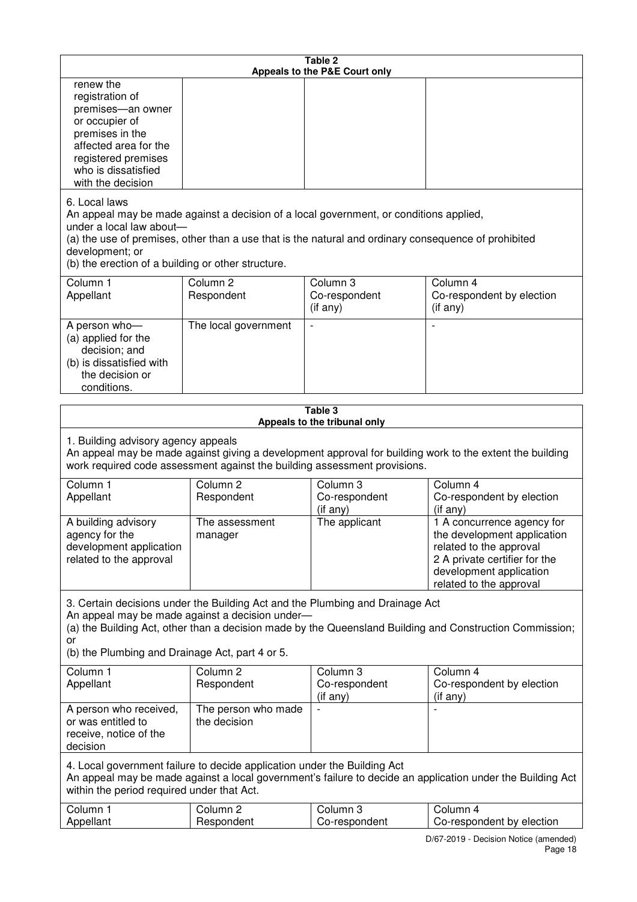**Table 2**
**Appeals to the P&E Court only**

| | | | |
|---|---|---|---|
| renew the registration of premises—an owner or occupier of premises in the affected area for the registered premises who is dissatisfied with the decision | | | |

6. Local laws
An appeal may be made against a decision of a local government, or conditions applied, under a local law about—
(a) the use of premises, other than a use that is the natural and ordinary consequence of prohibited development; or
(b) the erection of a building or other structure.

| Column 1 Appellant | Column 2 Respondent | Column 3 Co-respondent (if any) | Column 4 Co-respondent by election (if any) |
|---|---|---|---|
| A person who— (a) applied for the decision; and (b) is dissatisfied with the decision or conditions. | The local government | - | - |

**Table 3**
**Appeals to the tribunal only**

1. Building advisory agency appeals
An appeal may be made against giving a development approval for building work to the extent the building work required code assessment against the building assessment provisions.

| Column 1 Appellant | Column 2 Respondent | Column 3 Co-respondent (if any) | Column 4 Co-respondent by election (if any) |
|---|---|---|---|
| A building advisory agency for the development application related to the approval | The assessment manager | The applicant | 1 A concurrence agency for the development application related to the approval 2 A private certifier for the development application related to the approval |

3. Certain decisions under the Building Act and the Plumbing and Drainage Act
An appeal may be made against a decision under—
(a) the Building Act, other than a decision made by the Queensland Building and Construction Commission; or
(b) the Plumbing and Drainage Act, part 4 or 5.

| Column 1 Appellant | Column 2 Respondent | Column 3 Co-respondent (if any) | Column 4 Co-respondent by election (if any) |
|---|---|---|---|
| A person who received, or was entitled to receive, notice of the decision | The person who made the decision | - | - |

4. Local government failure to decide application under the Building Act
An appeal may be made against a local government's failure to decide an application under the Building Act within the period required under that Act.

| Column 1 Appellant | Column 2 Respondent | Column 3 Co-respondent | Column 4 Co-respondent by election |
|---|---|---|---|

D/67-2019 - Decision Notice (amended)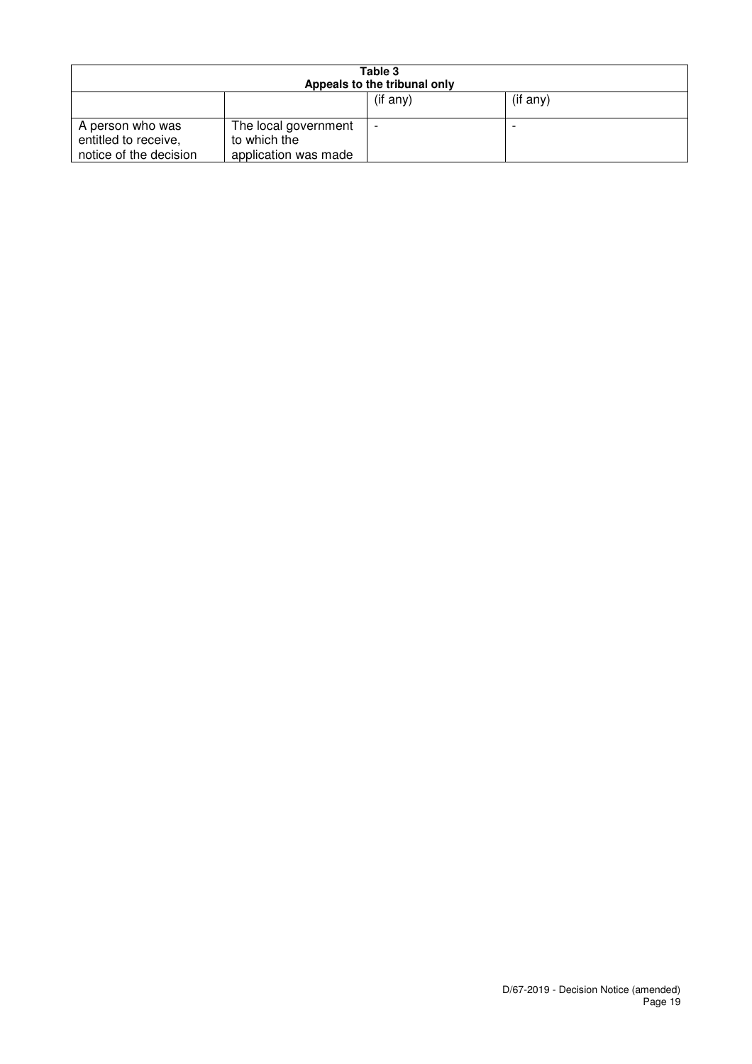| Table 3<br>Appeals to the tribunal only | | | |
|---|---|---|---|
| | | (if any) | (if any) |
| A person who was entitled to receive, notice of the decision | The local government to which the application was made | - | - |